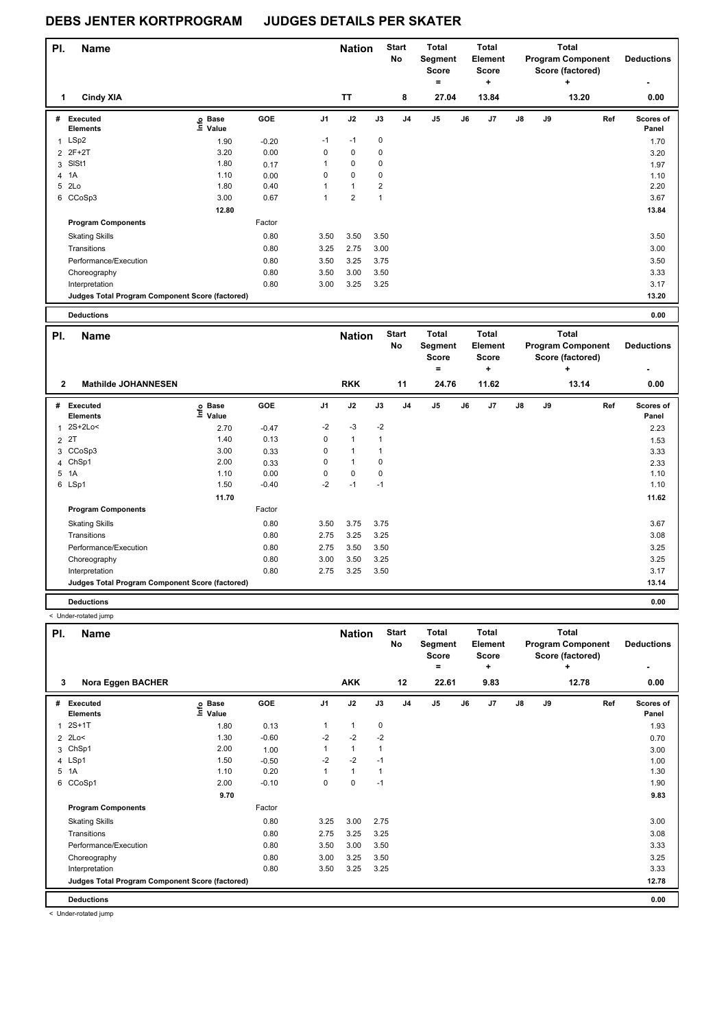# DEBS JENTER KORTPROGRAM JUDGES DETAILS PER SKATER

| Pl. | Name | Nation | Start No | Total Segment Score = | Total Element Score + | Total Program Component Score (factored) + | Deductions - |
|---|---|---|---|---|---|---|---|
| 1 | Cindy XIA | TT | 8 | 27.04 | 13.84 | 13.20 | 0.00 |

| # | Executed Elements | Info | Base Value | GOE | J1 | J2 | J3 | J4 | J5 | J6 | J7 | J8 | J9 | Ref | Scores of Panel |
|---|---|---|---|---|---|---|---|---|---|---|---|---|---|---|---|
| 1 | LSp2 | | 1.90 | -0.20 | -1 | -1 | 0 | | | | | | | | 1.70 |
| 2 | 2F+2T | | 3.20 | 0.00 | 0 | 0 | 0 | | | | | | | | 3.20 |
| 3 | SlSt1 | | 1.80 | 0.17 | 1 | 0 | 0 | | | | | | | | 1.97 |
| 4 | 1A | | 1.10 | 0.00 | 0 | 0 | 0 | | | | | | | | 1.10 |
| 5 | 2Lo | | 1.80 | 0.40 | 1 | 1 | 2 | | | | | | | | 2.20 |
| 6 | CCoSp3 | | 3.00 | 0.67 | 1 | 2 | 1 | | | | | | | | 3.67 |
| | | | 12.80 | | | | | | | | | | | | 13.84 |
| | **Program Components** | | | Factor | | | | | | | | | | | |
| | Skating Skills | | | 0.80 | 3.50 | 3.50 | 3.50 | | | | | | | | 3.50 |
| | Transitions | | | 0.80 | 3.25 | 2.75 | 3.00 | | | | | | | | 3.00 |
| | Performance/Execution | | | 0.80 | 3.50 | 3.25 | 3.75 | | | | | | | | 3.50 |
| | Choreography | | | 0.80 | 3.50 | 3.00 | 3.50 | | | | | | | | 3.33 |
| | Interpretation | | | 0.80 | 3.00 | 3.25 | 3.25 | | | | | | | | 3.17 |
| | **Judges Total Program Component Score (factored)** | | | | | | | | | | | | | | 13.20 |
| | **Deductions** | | | | | | | | | | | | | | 0.00 |

| Pl. | Name | Nation | Start No | Total Segment Score = | Total Element Score + | Total Program Component Score (factored) + | Deductions - |
|---|---|---|---|---|---|---|---|
| 2 | Mathilde JOHANNESEN | RKK | 11 | 24.76 | 11.62 | 13.14 | 0.00 |

| # | Executed Elements | Info | Base Value | GOE | J1 | J2 | J3 | J4 | J5 | J6 | J7 | J8 | J9 | Ref | Scores of Panel |
|---|---|---|---|---|---|---|---|---|---|---|---|---|---|---|---|
| 1 | 2S+2Lo< | | 2.70 | -0.47 | -2 | -3 | -2 | | | | | | | | 2.23 |
| 2 | 2T | | 1.40 | 0.13 | 0 | 1 | 1 | | | | | | | | 1.53 |
| 3 | CCoSp3 | | 3.00 | 0.33 | 0 | 1 | 1 | | | | | | | | 3.33 |
| 4 | ChSp1 | | 2.00 | 0.33 | 0 | 1 | 0 | | | | | | | | 2.33 |
| 5 | 1A | | 1.10 | 0.00 | 0 | 0 | 0 | | | | | | | | 1.10 |
| 6 | LSp1 | | 1.50 | -0.40 | -2 | -1 | -1 | | | | | | | | 1.10 |
| | | | 11.70 | | | | | | | | | | | | 11.62 |
| | **Program Components** | | | Factor | | | | | | | | | | | |
| | Skating Skills | | | 0.80 | 3.50 | 3.75 | 3.75 | | | | | | | | 3.67 |
| | Transitions | | | 0.80 | 2.75 | 3.25 | 3.25 | | | | | | | | 3.08 |
| | Performance/Execution | | | 0.80 | 2.75 | 3.50 | 3.50 | | | | | | | | 3.25 |
| | Choreography | | | 0.80 | 3.00 | 3.50 | 3.25 | | | | | | | | 3.25 |
| | Interpretation | | | 0.80 | 2.75 | 3.25 | 3.50 | | | | | | | | 3.17 |
| | **Judges Total Program Component Score (factored)** | | | | | | | | | | | | | | 13.14 |
| | **Deductions** | | | | | | | | | | | | | | 0.00 |

< Under-rotated jump

| Pl. | Name | Nation | Start No | Total Segment Score = | Total Element Score + | Total Program Component Score (factored) + | Deductions - |
|---|---|---|---|---|---|---|---|
| 3 | Nora Eggen BACHER | AKK | 12 | 22.61 | 9.83 | 12.78 | 0.00 |

| # | Executed Elements | Info | Base Value | GOE | J1 | J2 | J3 | J4 | J5 | J6 | J7 | J8 | J9 | Ref | Scores of Panel |
|---|---|---|---|---|---|---|---|---|---|---|---|---|---|---|---|
| 1 | 2S+1T | | 1.80 | 0.13 | 1 | 1 | 0 | | | | | | | | 1.93 |
| 2 | 2Lo< | | 1.30 | -0.60 | -2 | -2 | -2 | | | | | | | | 0.70 |
| 3 | ChSp1 | | 2.00 | 1.00 | 1 | 1 | 1 | | | | | | | | 3.00 |
| 4 | LSp1 | | 1.50 | -0.50 | -2 | -2 | -1 | | | | | | | | 1.00 |
| 5 | 1A | | 1.10 | 0.20 | 1 | 1 | 1 | | | | | | | | 1.30 |
| 6 | CCoSp1 | | 2.00 | -0.10 | 0 | 0 | -1 | | | | | | | | 1.90 |
| | | | 9.70 | | | | | | | | | | | | 9.83 |
| | **Program Components** | | | Factor | | | | | | | | | | | |
| | Skating Skills | | | 0.80 | 3.25 | 3.00 | 2.75 | | | | | | | | 3.00 |
| | Transitions | | | 0.80 | 2.75 | 3.25 | 3.25 | | | | | | | | 3.08 |
| | Performance/Execution | | | 0.80 | 3.50 | 3.00 | 3.50 | | | | | | | | 3.33 |
| | Choreography | | | 0.80 | 3.00 | 3.25 | 3.50 | | | | | | | | 3.25 |
| | Interpretation | | | 0.80 | 3.50 | 3.25 | 3.25 | | | | | | | | 3.33 |
| | **Judges Total Program Component Score (factored)** | | | | | | | | | | | | | | 12.78 |
| | **Deductions** | | | | | | | | | | | | | | 0.00 |

< Under-rotated jump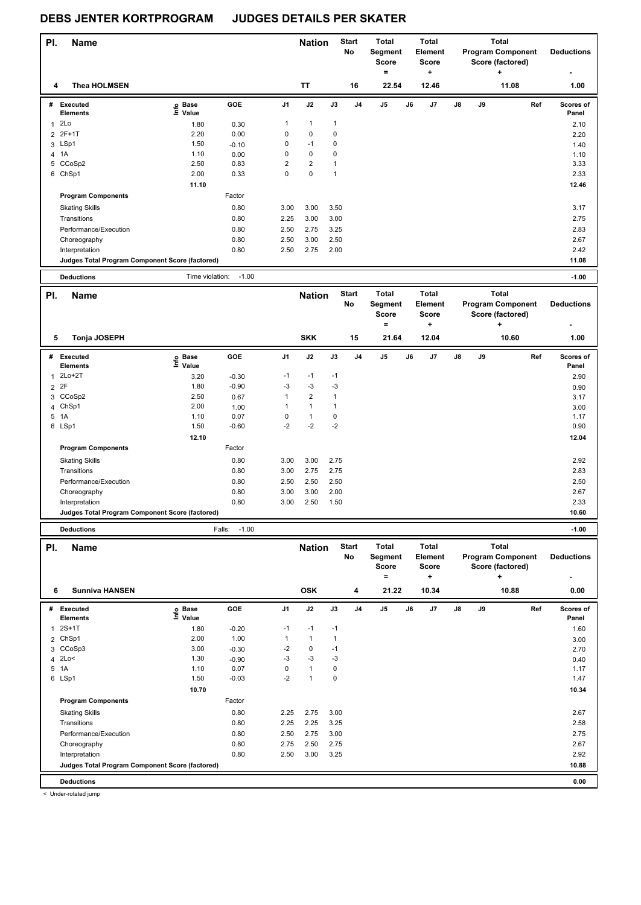# DEBS JENTER KORTPROGRAM JUDGES DETAILS PER SKATER

| Pl. | Name | Nation | Start No | Total Segment Score = | Total Element Score + | Total Program Component Score (factored) + | Deductions - |
|---|---|---|---|---|---|---|---|
| 4 | Thea HOLMSEN | TT | 16 | 22.54 | 12.46 | 11.08 | 1.00 |

| # | Executed Elements | Info | Base Value | GOE | J1 | J2 | J3 | J4 | J5 | J6 | J7 | J8 | J9 | Ref | Scores of Panel |
|---|---|---|---|---|---|---|---|---|---|---|---|---|---|---|---|
| 1 | 2Lo | | 1.80 | 0.30 | 1 | 1 | 1 | | | | | | | | 2.10 |
| 2 | 2F+1T | | 2.20 | 0.00 | 0 | 0 | 0 | | | | | | | | 2.20 |
| 3 | LSp1 | | 1.50 | -0.10 | 0 | -1 | 0 | | | | | | | | 1.40 |
| 4 | 1A | | 1.10 | 0.00 | 0 | 0 | 0 | | | | | | | | 1.10 |
| 5 | CCoSp2 | | 2.50 | 0.83 | 2 | 2 | 1 | | | | | | | | 3.33 |
| 6 | ChSp1 | | 2.00 | 0.33 | 0 | 0 | 1 | | | | | | | | 2.33 |
| | | | 11.10 | | | | | | | | | | | | 12.46 |
| | **Program Components** | | | Factor | | | | | | | | | | | |
| | Skating Skills | | | 0.80 | 3.00 | 3.00 | 3.50 | | | | | | | | 3.17 |
| | Transitions | | | 0.80 | 2.25 | 3.00 | 3.00 | | | | | | | | 2.75 |
| | Performance/Execution | | | 0.80 | 2.50 | 2.75 | 3.25 | | | | | | | | 2.83 |
| | Choreography | | | 0.80 | 2.50 | 3.00 | 2.50 | | | | | | | | 2.67 |
| | Interpretation | | | 0.80 | 2.50 | 2.75 | 2.00 | | | | | | | | 2.42 |
| | **Judges Total Program Component Score (factored)** | | | | | | | | | | | | | | 11.08 |
| | **Deductions** | | Time violation: | -1.00 | | | | | | | | | | | -1.00 |

| Pl. | Name | Nation | Start No | Total Segment Score = | Total Element Score + | Total Program Component Score (factored) + | Deductions - |
|---|---|---|---|---|---|---|---|
| 5 | Tonja JOSEPH | SKK | 15 | 21.64 | 12.04 | 10.60 | 1.00 |

| # | Executed Elements | Info | Base Value | GOE | J1 | J2 | J3 | J4 | J5 | J6 | J7 | J8 | J9 | Ref | Scores of Panel |
|---|---|---|---|---|---|---|---|---|---|---|---|---|---|---|---|
| 1 | 2Lo+2T | | 3.20 | -0.30 | -1 | -1 | -1 | | | | | | | | 2.90 |
| 2 | 2F | | 1.80 | -0.90 | -3 | -3 | -3 | | | | | | | | 0.90 |
| 3 | CCoSp2 | | 2.50 | 0.67 | 1 | 2 | 1 | | | | | | | | 3.17 |
| 4 | ChSp1 | | 2.00 | 1.00 | 1 | 1 | 1 | | | | | | | | 3.00 |
| 5 | 1A | | 1.10 | 0.07 | 0 | 1 | 0 | | | | | | | | 1.17 |
| 6 | LSp1 | | 1.50 | -0.60 | -2 | -2 | -2 | | | | | | | | 0.90 |
| | | | 12.10 | | | | | | | | | | | | 12.04 |
| | **Program Components** | | | Factor | | | | | | | | | | | |
| | Skating Skills | | | 0.80 | 3.00 | 3.00 | 2.75 | | | | | | | | 2.92 |
| | Transitions | | | 0.80 | 3.00 | 2.75 | 2.75 | | | | | | | | 2.83 |
| | Performance/Execution | | | 0.80 | 2.50 | 2.50 | 2.50 | | | | | | | | 2.50 |
| | Choreography | | | 0.80 | 3.00 | 3.00 | 2.00 | | | | | | | | 2.67 |
| | Interpretation | | | 0.80 | 3.00 | 2.50 | 1.50 | | | | | | | | 2.33 |
| | **Judges Total Program Component Score (factored)** | | | | | | | | | | | | | | 10.60 |
| | **Deductions** | | Falls: | -1.00 | | | | | | | | | | | -1.00 |

| Pl. | Name | Nation | Start No | Total Segment Score = | Total Element Score + | Total Program Component Score (factored) + | Deductions - |
|---|---|---|---|---|---|---|---|
| 6 | Sunniva HANSEN | OSK | 4 | 21.22 | 10.34 | 10.88 | 0.00 |

| # | Executed Elements | Info | Base Value | GOE | J1 | J2 | J3 | J4 | J5 | J6 | J7 | J8 | J9 | Ref | Scores of Panel |
|---|---|---|---|---|---|---|---|---|---|---|---|---|---|---|---|
| 1 | 2S+1T | | 1.80 | -0.20 | -1 | -1 | -1 | | | | | | | | 1.60 |
| 2 | ChSp1 | | 2.00 | 1.00 | 1 | 1 | 1 | | | | | | | | 3.00 |
| 3 | CCoSp3 | | 3.00 | -0.30 | -2 | 0 | -1 | | | | | | | | 2.70 |
| 4 | 2Lo< | | 1.30 | -0.90 | -3 | -3 | -3 | | | | | | | | 0.40 |
| 5 | 1A | | 1.10 | 0.07 | 0 | 1 | 0 | | | | | | | | 1.17 |
| 6 | LSp1 | | 1.50 | -0.03 | -2 | 1 | 0 | | | | | | | | 1.47 |
| | | | 10.70 | | | | | | | | | | | | 10.34 |
| | **Program Components** | | | Factor | | | | | | | | | | | |
| | Skating Skills | | | 0.80 | 2.25 | 2.75 | 3.00 | | | | | | | | 2.67 |
| | Transitions | | | 0.80 | 2.25 | 2.25 | 3.25 | | | | | | | | 2.58 |
| | Performance/Execution | | | 0.80 | 2.50 | 2.75 | 3.00 | | | | | | | | 2.75 |
| | Choreography | | | 0.80 | 2.75 | 2.50 | 2.75 | | | | | | | | 2.67 |
| | Interpretation | | | 0.80 | 2.50 | 3.00 | 3.25 | | | | | | | | 2.92 |
| | **Judges Total Program Component Score (factored)** | | | | | | | | | | | | | | 10.88 |
| | **Deductions** | | | | | | | | | | | | | | 0.00 |

< Under-rotated jump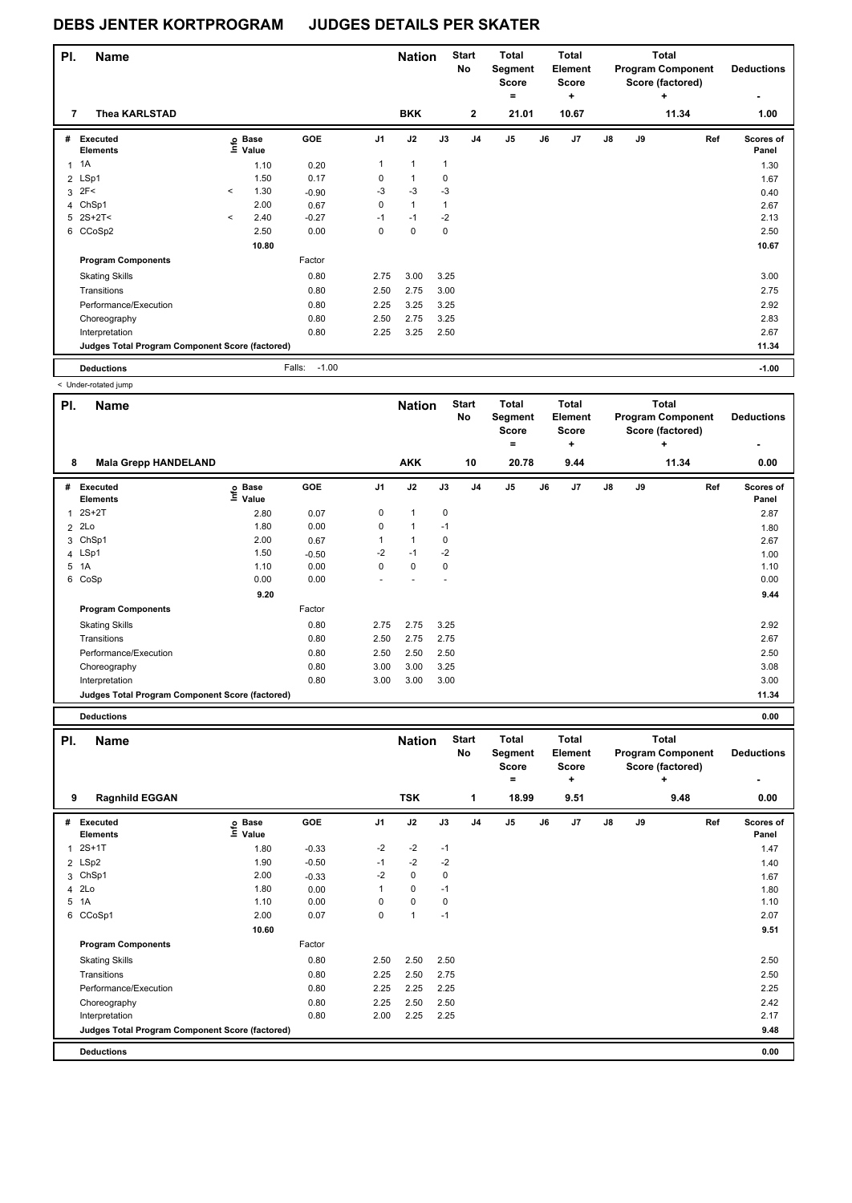# DEBS JENTER KORTPROGRAM JUDGES DETAILS PER SKATER

| Pl. | Name | Nation | Start No | Total Segment Score = | Total Element Score + | Total Program Component Score (factored) + | Deductions - |
|---|---|---|---|---|---|---|---|
| 7 | Thea KARLSTAD | BKK | 2 | 21.01 | 10.67 | 11.34 | 1.00 |

| # | Executed Elements | Info | Base Value | GOE | J1 | J2 | J3 | J4 | J5 | J6 | J7 | J8 | J9 | Ref | Scores of Panel |
|---|---|---|---|---|---|---|---|---|---|---|---|---|---|---|---|
| 1 | 1A | | 1.10 | 0.20 | 1 | 1 | 1 | | | | | | | | 1.30 |
| 2 | LSp1 | | 1.50 | 0.17 | 0 | 1 | 0 | | | | | | | | 1.67 |
| 3 | 2F< | < | 1.30 | -0.90 | -3 | -3 | -3 | | | | | | | | 0.40 |
| 4 | ChSp1 | | 2.00 | 0.67 | 0 | 1 | 1 | | | | | | | | 2.67 |
| 5 | 2S+2T< | < | 2.40 | -0.27 | -1 | -1 | -2 | | | | | | | | 2.13 |
| 6 | CCoSp2 | | 2.50 | 0.00 | 0 | 0 | 0 | | | | | | | | 2.50 |
| | | | 10.80 | | | | | | | | | | | | 10.67 |
| | **Program Components** | | | Factor | | | | | | | | | | | |
| | Skating Skills | | | 0.80 | 2.75 | 3.00 | 3.25 | | | | | | | | 3.00 |
| | Transitions | | | 0.80 | 2.50 | 2.75 | 3.00 | | | | | | | | 2.75 |
| | Performance/Execution | | | 0.80 | 2.25 | 3.25 | 3.25 | | | | | | | | 2.92 |
| | Choreography | | | 0.80 | 2.50 | 2.75 | 3.25 | | | | | | | | 2.83 |
| | Interpretation | | | 0.80 | 2.25 | 3.25 | 2.50 | | | | | | | | 2.67 |
| | **Judges Total Program Component Score (factored)** | | | | | | | | | | | | | | 11.34 |
| | **Deductions** | | | Falls: -1.00 | | | | | | | | | | | -1.00 |

< Under-rotated jump

| Pl. | Name | Nation | Start No | Total Segment Score = | Total Element Score + | Total Program Component Score (factored) + | Deductions - |
|---|---|---|---|---|---|---|---|
| 8 | Mala Grepp HANDELAND | AKK | 10 | 20.78 | 9.44 | 11.34 | 0.00 |

| # | Executed Elements | Info | Base Value | GOE | J1 | J2 | J3 | J4 | J5 | J6 | J7 | J8 | J9 | Ref | Scores of Panel |
|---|---|---|---|---|---|---|---|---|---|---|---|---|---|---|---|
| 1 | 2S+2T | | 2.80 | 0.07 | 0 | 1 | 0 | | | | | | | | 2.87 |
| 2 | 2Lo | | 1.80 | 0.00 | 0 | 1 | -1 | | | | | | | | 1.80 |
| 3 | ChSp1 | | 2.00 | 0.67 | 1 | 1 | 0 | | | | | | | | 2.67 |
| 4 | LSp1 | | 1.50 | -0.50 | -2 | -1 | -2 | | | | | | | | 1.00 |
| 5 | 1A | | 1.10 | 0.00 | 0 | 0 | 0 | | | | | | | | 1.10 |
| 6 | CoSp | | 0.00 | 0.00 | - | - | - | | | | | | | | 0.00 |
| | | | 9.20 | | | | | | | | | | | | 9.44 |
| | **Program Components** | | | Factor | | | | | | | | | | | |
| | Skating Skills | | | 0.80 | 2.75 | 2.75 | 3.25 | | | | | | | | 2.92 |
| | Transitions | | | 0.80 | 2.50 | 2.75 | 2.75 | | | | | | | | 2.67 |
| | Performance/Execution | | | 0.80 | 2.50 | 2.50 | 2.50 | | | | | | | | 2.50 |
| | Choreography | | | 0.80 | 3.00 | 3.00 | 3.25 | | | | | | | | 3.08 |
| | Interpretation | | | 0.80 | 3.00 | 3.00 | 3.00 | | | | | | | | 3.00 |
| | **Judges Total Program Component Score (factored)** | | | | | | | | | | | | | | 11.34 |
| | **Deductions** | | | | | | | | | | | | | | 0.00 |

| Pl. | Name | Nation | Start No | Total Segment Score = | Total Element Score + | Total Program Component Score (factored) + | Deductions - |
|---|---|---|---|---|---|---|---|
| 9 | Ragnhild EGGAN | TSK | 1 | 18.99 | 9.51 | 9.48 | 0.00 |

| # | Executed Elements | Info | Base Value | GOE | J1 | J2 | J3 | J4 | J5 | J6 | J7 | J8 | J9 | Ref | Scores of Panel |
|---|---|---|---|---|---|---|---|---|---|---|---|---|---|---|---|
| 1 | 2S+1T | | 1.80 | -0.33 | -2 | -2 | -1 | | | | | | | | 1.47 |
| 2 | LSp2 | | 1.90 | -0.50 | -1 | -2 | -2 | | | | | | | | 1.40 |
| 3 | ChSp1 | | 2.00 | -0.33 | -2 | 0 | 0 | | | | | | | | 1.67 |
| 4 | 2Lo | | 1.80 | 0.00 | 1 | 0 | -1 | | | | | | | | 1.80 |
| 5 | 1A | | 1.10 | 0.00 | 0 | 0 | 0 | | | | | | | | 1.10 |
| 6 | CCoSp1 | | 2.00 | 0.07 | 0 | 1 | -1 | | | | | | | | 2.07 |
| | | | 10.60 | | | | | | | | | | | | 9.51 |
| | **Program Components** | | | Factor | | | | | | | | | | | |
| | Skating Skills | | | 0.80 | 2.50 | 2.50 | 2.50 | | | | | | | | 2.50 |
| | Transitions | | | 0.80 | 2.25 | 2.50 | 2.75 | | | | | | | | 2.50 |
| | Performance/Execution | | | 0.80 | 2.25 | 2.25 | 2.25 | | | | | | | | 2.25 |
| | Choreography | | | 0.80 | 2.25 | 2.50 | 2.50 | | | | | | | | 2.42 |
| | Interpretation | | | 0.80 | 2.00 | 2.25 | 2.25 | | | | | | | | 2.17 |
| | **Judges Total Program Component Score (factored)** | | | | | | | | | | | | | | 9.48 |
| | **Deductions** | | | | | | | | | | | | | | 0.00 |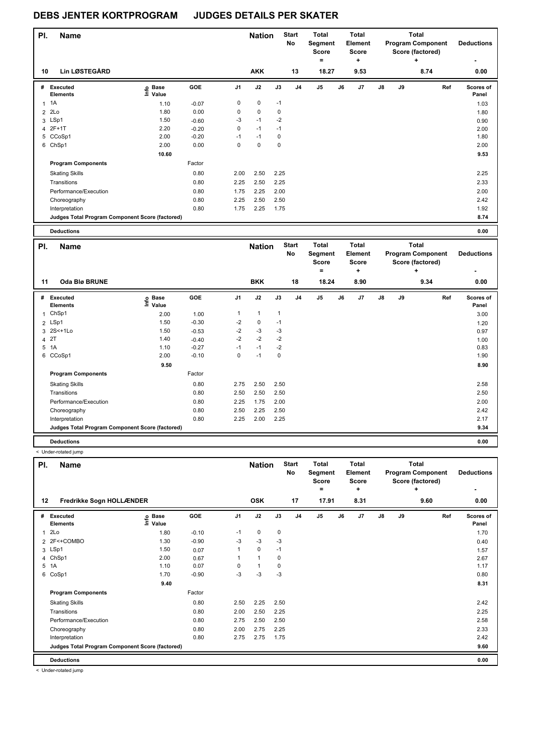# DEBS JENTER KORTPROGRAM JUDGES DETAILS PER SKATER

| Pl. | Name | Nation | Start No | Total Segment Score = | Total Element Score + | Total Program Component Score (factored) + | Deductions - |
|---|---|---|---|---|---|---|---|
| 10 | Lin LØSTEGÅRD | AKK | 13 | 18.27 | 9.53 | 8.74 | 0.00 |

| # | Executed Elements | Info | Base Value | GOE | J1 | J2 | J3 | J4 | J5 | J6 | J7 | J8 | J9 | Ref | Scores of Panel |
|---|---|---|---|---|---|---|---|---|---|---|---|---|---|---|---|
| 1 | 1A | | 1.10 | -0.07 | 0 | 0 | -1 | | | | | | | | 1.03 |
| 2 | 2Lo | | 1.80 | 0.00 | 0 | 0 | 0 | | | | | | | | 1.80 |
| 3 | LSp1 | | 1.50 | -0.60 | -3 | -1 | -2 | | | | | | | | 0.90 |
| 4 | 2F+1T | | 2.20 | -0.20 | 0 | -1 | -1 | | | | | | | | 2.00 |
| 5 | CCoSp1 | | 2.00 | -0.20 | -1 | -1 | 0 | | | | | | | | 1.80 |
| 6 | ChSp1 | | 2.00 | 0.00 | 0 | 0 | 0 | | | | | | | | 2.00 |
| | | | 10.60 | | | | | | | | | | | | 9.53 |
| | **Program Components** | | | Factor | | | | | | | | | | | |
| | Skating Skills | | | 0.80 | 2.00 | 2.50 | 2.25 | | | | | | | | 2.25 |
| | Transitions | | | 0.80 | 2.25 | 2.50 | 2.25 | | | | | | | | 2.33 |
| | Performance/Execution | | | 0.80 | 1.75 | 2.25 | 2.00 | | | | | | | | 2.00 |
| | Choreography | | | 0.80 | 2.25 | 2.50 | 2.50 | | | | | | | | 2.42 |
| | Interpretation | | | 0.80 | 1.75 | 2.25 | 1.75 | | | | | | | | 1.92 |
| | **Judges Total Program Component Score (factored)** | | | | | | | | | | | | | | 8.74 |
| | **Deductions** | | | | | | | | | | | | | | 0.00 |

| Pl. | Name | Nation | Start No | Total Segment Score = | Total Element Score + | Total Program Component Score (factored) + | Deductions - |
|---|---|---|---|---|---|---|---|
| 11 | Oda Blø BRUNE | BKK | 18 | 18.24 | 8.90 | 9.34 | 0.00 |

| # | Executed Elements | Info | Base Value | GOE | J1 | J2 | J3 | J4 | J5 | J6 | J7 | J8 | J9 | Ref | Scores of Panel |
|---|---|---|---|---|---|---|---|---|---|---|---|---|---|---|---|
| 1 | ChSp1 | | 2.00 | 1.00 | 1 | 1 | 1 | | | | | | | | 3.00 |
| 2 | LSp1 | | 1.50 | -0.30 | -2 | 0 | -1 | | | | | | | | 1.20 |
| 3 | 2S<+1Lo | < | 1.50 | -0.53 | -2 | -3 | -3 | | | | | | | | 0.97 |
| 4 | 2T | | 1.40 | -0.40 | -2 | -2 | -2 | | | | | | | | 1.00 |
| 5 | 1A | | 1.10 | -0.27 | -1 | -1 | -2 | | | | | | | | 0.83 |
| 6 | CCoSp1 | | 2.00 | -0.10 | 0 | -1 | 0 | | | | | | | | 1.90 |
| | | | 9.50 | | | | | | | | | | | | 8.90 |
| | **Program Components** | | | Factor | | | | | | | | | | | |
| | Skating Skills | | | 0.80 | 2.75 | 2.50 | 2.50 | | | | | | | | 2.58 |
| | Transitions | | | 0.80 | 2.50 | 2.50 | 2.50 | | | | | | | | 2.50 |
| | Performance/Execution | | | 0.80 | 2.25 | 1.75 | 2.00 | | | | | | | | 2.00 |
| | Choreography | | | 0.80 | 2.50 | 2.25 | 2.50 | | | | | | | | 2.42 |
| | Interpretation | | | 0.80 | 2.25 | 2.00 | 2.25 | | | | | | | | 2.17 |
| | **Judges Total Program Component Score (factored)** | | | | | | | | | | | | | | 9.34 |
| | **Deductions** | | | | | | | | | | | | | | 0.00 |

< Under-rotated jump

| Pl. | Name | Nation | Start No | Total Segment Score = | Total Element Score + | Total Program Component Score (factored) + | Deductions - |
|---|---|---|---|---|---|---|---|
| 12 | Fredrikke Sogn HOLLÆNDER | OSK | 17 | 17.91 | 8.31 | 9.60 | 0.00 |

| # | Executed Elements | Info | Base Value | GOE | J1 | J2 | J3 | J4 | J5 | J6 | J7 | J8 | J9 | Ref | Scores of Panel |
|---|---|---|---|---|---|---|---|---|---|---|---|---|---|---|---|
| 1 | 2Lo | | 1.80 | -0.10 | -1 | 0 | 0 | | | | | | | | 1.70 |
| 2 | 2F<+COMBO | < | 1.30 | -0.90 | -3 | -3 | -3 | | | | | | | | 0.40 |
| 3 | LSp1 | | 1.50 | 0.07 | 1 | 0 | -1 | | | | | | | | 1.57 |
| 4 | ChSp1 | | 2.00 | 0.67 | 1 | 1 | 0 | | | | | | | | 2.67 |
| 5 | 1A | | 1.10 | 0.07 | 0 | 1 | 0 | | | | | | | | 1.17 |
| 6 | CoSp1 | | 1.70 | -0.90 | -3 | -3 | -3 | | | | | | | | 0.80 |
| | | | 9.40 | | | | | | | | | | | | 8.31 |
| | **Program Components** | | | Factor | | | | | | | | | | | |
| | Skating Skills | | | 0.80 | 2.50 | 2.25 | 2.50 | | | | | | | | 2.42 |
| | Transitions | | | 0.80 | 2.00 | 2.50 | 2.25 | | | | | | | | 2.25 |
| | Performance/Execution | | | 0.80 | 2.75 | 2.50 | 2.50 | | | | | | | | 2.58 |
| | Choreography | | | 0.80 | 2.00 | 2.75 | 2.25 | | | | | | | | 2.33 |
| | Interpretation | | | 0.80 | 2.75 | 2.75 | 1.75 | | | | | | | | 2.42 |
| | **Judges Total Program Component Score (factored)** | | | | | | | | | | | | | | 9.60 |
| | **Deductions** | | | | | | | | | | | | | | 0.00 |

< Under-rotated jump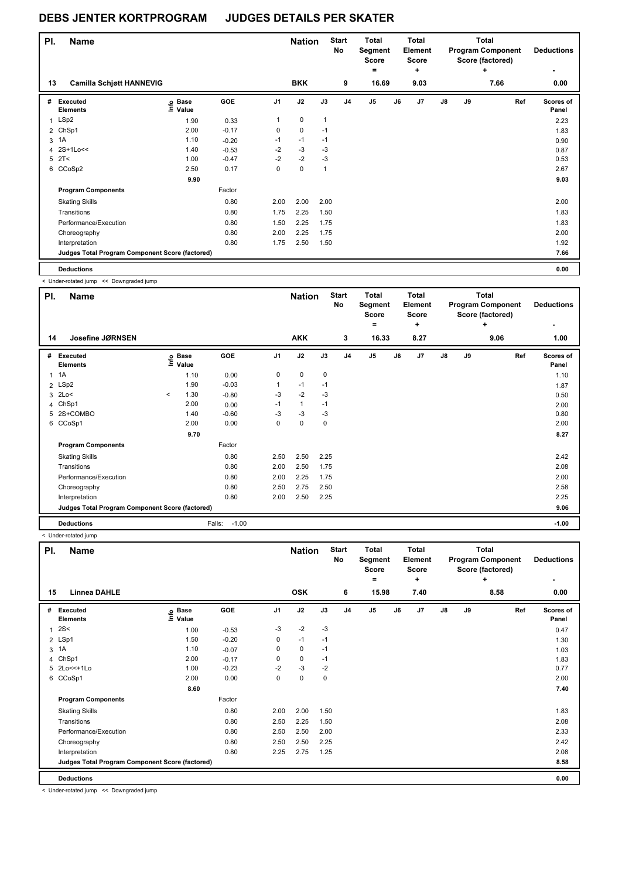# DEBS JENTER KORTPROGRAM JUDGES DETAILS PER SKATER

| Pl. | Name | Nation | Start No | Total Segment Score = | Total Element Score + | Total Program Component Score (factored) + | Deductions - |
|---|---|---|---|---|---|---|---|
| 13 | Camilla Schjøtt HANNEVIG | BKK | 9 | 16.69 | 9.03 | 7.66 | 0.00 |

| # | Executed Elements | Info | Base Value | GOE | J1 | J2 | J3 | J4 | J5 | J6 | J7 | J8 | J9 | Ref | Scores of Panel |
|---|---|---|---|---|---|---|---|---|---|---|---|---|---|---|---|
| 1 | LSp2 | | 1.90 | 0.33 | 1 | 0 | 1 | | | | | | | | 2.23 |
| 2 | ChSp1 | | 2.00 | -0.17 | 0 | 0 | -1 | | | | | | | | 1.83 |
| 3 | 1A | | 1.10 | -0.20 | -1 | -1 | -1 | | | | | | | | 0.90 |
| 4 | 2S+1Lo<< | | 1.40 | -0.53 | -2 | -3 | -3 | | | | | | | | 0.87 |
| 5 | 2T< | | 1.00 | -0.47 | -2 | -2 | -3 | | | | | | | | 0.53 |
| 6 | CCoSp2 | | 2.50 | 0.17 | 0 | 0 | 1 | | | | | | | | 2.67 |
| | | | 9.90 | | | | | | | | | | | | 9.03 |
| | **Program Components** | | | Factor | | | | | | | | | | | |
| | Skating Skills | | | 0.80 | 2.00 | 2.00 | 2.00 | | | | | | | | 2.00 |
| | Transitions | | | 0.80 | 1.75 | 2.25 | 1.50 | | | | | | | | 1.83 |
| | Performance/Execution | | | 0.80 | 1.50 | 2.25 | 1.75 | | | | | | | | 1.83 |
| | Choreography | | | 0.80 | 2.00 | 2.25 | 1.75 | | | | | | | | 2.00 |
| | Interpretation | | | 0.80 | 1.75 | 2.50 | 1.50 | | | | | | | | 1.92 |
| | **Judges Total Program Component Score (factored)** | | | | | | | | | | | | | | 7.66 |
| | **Deductions** | | | | | | | | | | | | | | 0.00 |

< Under-rotated jump << Downgraded jump

| Pl. | Name | Nation | Start No | Total Segment Score = | Total Element Score + | Total Program Component Score (factored) + | Deductions - |
|---|---|---|---|---|---|---|---|
| 14 | Josefine JØRNSEN | AKK | 3 | 16.33 | 8.27 | 9.06 | 1.00 |

| # | Executed Elements | Info | Base Value | GOE | J1 | J2 | J3 | J4 | J5 | J6 | J7 | J8 | J9 | Ref | Scores of Panel |
|---|---|---|---|---|---|---|---|---|---|---|---|---|---|---|---|
| 1 | 1A | | 1.10 | 0.00 | 0 | 0 | 0 | | | | | | | | 1.10 |
| 2 | LSp2 | | 1.90 | -0.03 | 1 | -1 | -1 | | | | | | | | 1.87 |
| 3 | 2Lo< | < | 1.30 | -0.80 | -3 | -2 | -3 | | | | | | | | 0.50 |
| 4 | ChSp1 | | 2.00 | 0.00 | -1 | 1 | -1 | | | | | | | | 2.00 |
| 5 | 2S+COMBO | | 1.40 | -0.60 | -3 | -3 | -3 | | | | | | | | 0.80 |
| 6 | CCoSp1 | | 2.00 | 0.00 | 0 | 0 | 0 | | | | | | | | 2.00 |
| | | | 9.70 | | | | | | | | | | | | 8.27 |
| | **Program Components** | | | Factor | | | | | | | | | | | |
| | Skating Skills | | | 0.80 | 2.50 | 2.50 | 2.25 | | | | | | | | 2.42 |
| | Transitions | | | 0.80 | 2.00 | 2.50 | 1.75 | | | | | | | | 2.08 |
| | Performance/Execution | | | 0.80 | 2.00 | 2.25 | 1.75 | | | | | | | | 2.00 |
| | Choreography | | | 0.80 | 2.50 | 2.75 | 2.50 | | | | | | | | 2.58 |
| | Interpretation | | | 0.80 | 2.00 | 2.50 | 2.25 | | | | | | | | 2.25 |
| | **Judges Total Program Component Score (factored)** | | | | | | | | | | | | | | 9.06 |
| | **Deductions** | | | Falls: -1.00 | | | | | | | | | | | -1.00 |

< Under-rotated jump

| Pl. | Name | Nation | Start No | Total Segment Score = | Total Element Score + | Total Program Component Score (factored) + | Deductions - |
|---|---|---|---|---|---|---|---|
| 15 | Linnea DAHLE | OSK | 6 | 15.98 | 7.40 | 8.58 | 0.00 |

| # | Executed Elements | Info | Base Value | GOE | J1 | J2 | J3 | J4 | J5 | J6 | J7 | J8 | J9 | Ref | Scores of Panel |
|---|---|---|---|---|---|---|---|---|---|---|---|---|---|---|---|
| 1 | 2S< | | 1.00 | -0.53 | -3 | -2 | -3 | | | | | | | | 0.47 |
| 2 | LSp1 | | 1.50 | -0.20 | 0 | -1 | -1 | | | | | | | | 1.30 |
| 3 | 1A | | 1.10 | -0.07 | 0 | 0 | -1 | | | | | | | | 1.03 |
| 4 | ChSp1 | | 2.00 | -0.17 | 0 | 0 | -1 | | | | | | | | 1.83 |
| 5 | 2Lo<<+1Lo | | 1.00 | -0.23 | -2 | -3 | -2 | | | | | | | | 0.77 |
| 6 | CCoSp1 | | 2.00 | 0.00 | 0 | 0 | 0 | | | | | | | | 2.00 |
| | | | 8.60 | | | | | | | | | | | | 7.40 |
| | **Program Components** | | | Factor | | | | | | | | | | | |
| | Skating Skills | | | 0.80 | 2.00 | 2.00 | 1.50 | | | | | | | | 1.83 |
| | Transitions | | | 0.80 | 2.50 | 2.25 | 1.50 | | | | | | | | 2.08 |
| | Performance/Execution | | | 0.80 | 2.50 | 2.50 | 2.00 | | | | | | | | 2.33 |
| | Choreography | | | 0.80 | 2.50 | 2.50 | 2.25 | | | | | | | | 2.42 |
| | Interpretation | | | 0.80 | 2.25 | 2.75 | 1.25 | | | | | | | | 2.08 |
| | **Judges Total Program Component Score (factored)** | | | | | | | | | | | | | | 8.58 |
| | **Deductions** | | | | | | | | | | | | | | 0.00 |

< Under-rotated jump << Downgraded jump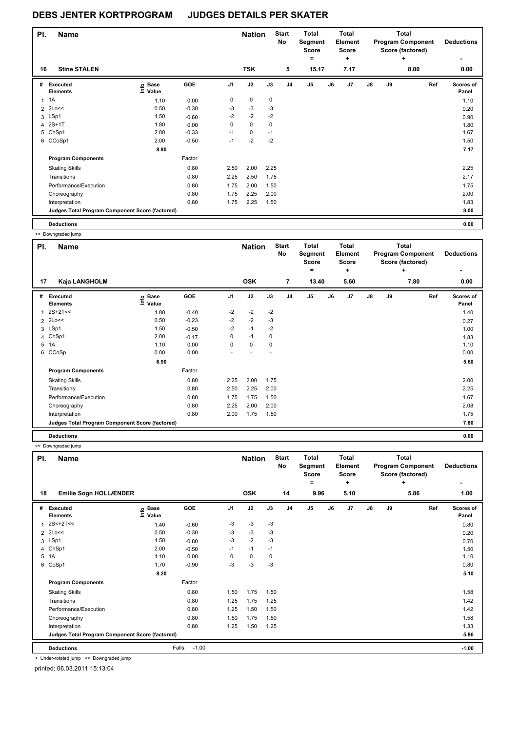# DEBS JENTER KORTPROGRAM JUDGES DETAILS PER SKATER

| Pl. | Name | Nation | Start No | Total Segment Score = | Total Element Score + | Total Program Component Score (factored) + | Deductions - |
|---|---|---|---|---|---|---|---|
| 16 | Stine STÅLEN | TSK | 5 | 15.17 | 7.17 | 8.00 | 0.00 |

| # | Executed Elements | Info | Base Value | GOE | J1 | J2 | J3 | J4 | J5 | J6 | J7 | J8 | J9 | Ref | Scores of Panel |
|---|---|---|---|---|---|---|---|---|---|---|---|---|---|---|---|
| 1 | 1A | | 1.10 | 0.00 | 0 | 0 | 0 | | | | | | | | 1.10 |
| 2 | 2Lo<< | | 0.50 | -0.30 | -3 | -3 | -3 | | | | | | | | 0.20 |
| 3 | LSp1 | | 1.50 | -0.60 | -2 | -2 | -2 | | | | | | | | 0.90 |
| 4 | 2S+1T | | 1.80 | 0.00 | 0 | 0 | 0 | | | | | | | | 1.80 |
| 5 | ChSp1 | | 2.00 | -0.33 | -1 | 0 | -1 | | | | | | | | 1.67 |
| 6 | CCoSp1 | | 2.00 | -0.50 | -1 | -2 | -2 | | | | | | | | 1.50 |
| | | | 8.90 | | | | | | | | | | | | 7.17 |
| | **Program Components** | | | Factor | | | | | | | | | | | |
| | Skating Skills | | | 0.80 | 2.50 | 2.00 | 2.25 | | | | | | | | 2.25 |
| | Transitions | | | 0.80 | 2.25 | 2.50 | 1.75 | | | | | | | | 2.17 |
| | Performance/Execution | | | 0.80 | 1.75 | 2.00 | 1.50 | | | | | | | | 1.75 |
| | Choreography | | | 0.80 | 1.75 | 2.25 | 2.00 | | | | | | | | 2.00 |
| | Interpretation | | | 0.80 | 1.75 | 2.25 | 1.50 | | | | | | | | 1.83 |
| | **Judges Total Program Component Score (factored)** | | | | | | | | | | | | | | 8.00 |
| | **Deductions** | | | | | | | | | | | | | | 0.00 |

<< Downgraded jump

| Pl. | Name | Nation | Start No | Total Segment Score = | Total Element Score + | Total Program Component Score (factored) + | Deductions - |
|---|---|---|---|---|---|---|---|
| 17 | Kaja LANGHOLM | OSK | 7 | 13.40 | 5.60 | 7.80 | 0.00 |

| # | Executed Elements | Info | Base Value | GOE | J1 | J2 | J3 | J4 | J5 | J6 | J7 | J8 | J9 | Ref | Scores of Panel |
|---|---|---|---|---|---|---|---|---|---|---|---|---|---|---|---|
| 1 | 2S+2T<< | | 1.80 | -0.40 | -2 | -2 | -2 | | | | | | | | 1.40 |
| 2 | 2Lo<< | | 0.50 | -0.23 | -2 | -2 | -3 | | | | | | | | 0.27 |
| 3 | LSp1 | | 1.50 | -0.50 | -2 | -1 | -2 | | | | | | | | 1.00 |
| 4 | ChSp1 | | 2.00 | -0.17 | 0 | -1 | 0 | | | | | | | | 1.83 |
| 5 | 1A | | 1.10 | 0.00 | 0 | 0 | 0 | | | | | | | | 1.10 |
| 6 | CCoSp | | 0.00 | 0.00 | - | - | - | | | | | | | | 0.00 |
| | | | 6.90 | | | | | | | | | | | | 5.60 |
| | **Program Components** | | | Factor | | | | | | | | | | | |
| | Skating Skills | | | 0.80 | 2.25 | 2.00 | 1.75 | | | | | | | | 2.00 |
| | Transitions | | | 0.80 | 2.50 | 2.25 | 2.00 | | | | | | | | 2.25 |
| | Performance/Execution | | | 0.80 | 1.75 | 1.75 | 1.50 | | | | | | | | 1.67 |
| | Choreography | | | 0.80 | 2.25 | 2.00 | 2.00 | | | | | | | | 2.08 |
| | Interpretation | | | 0.80 | 2.00 | 1.75 | 1.50 | | | | | | | | 1.75 |
| | **Judges Total Program Component Score (factored)** | | | | | | | | | | | | | | 7.80 |
| | **Deductions** | | | | | | | | | | | | | | 0.00 |

<< Downgraded jump

| Pl. | Name | Nation | Start No | Total Segment Score = | Total Element Score + | Total Program Component Score (factored) + | Deductions - |
|---|---|---|---|---|---|---|---|
| 18 | Emilie Sogn HOLLÆNDER | OSK | 14 | 9.96 | 5.10 | 5.86 | 1.00 |

| # | Executed Elements | Info | Base Value | GOE | J1 | J2 | J3 | J4 | J5 | J6 | J7 | J8 | J9 | Ref | Scores of Panel |
|---|---|---|---|---|---|---|---|---|---|---|---|---|---|---|---|
| 1 | 2S<+2T<< | | 1.40 | -0.60 | -3 | -3 | -3 | | | | | | | | 0.80 |
| 2 | 2Lo<< | | 0.50 | -0.30 | -3 | -3 | -3 | | | | | | | | 0.20 |
| 3 | LSp1 | | 1.50 | -0.80 | -3 | -2 | -3 | | | | | | | | 0.70 |
| 4 | ChSp1 | | 2.00 | -0.50 | -1 | -1 | -1 | | | | | | | | 1.50 |
| 5 | 1A | | 1.10 | 0.00 | 0 | 0 | 0 | | | | | | | | 1.10 |
| 6 | CoSp1 | | 1.70 | -0.90 | -3 | -3 | -3 | | | | | | | | 0.80 |
| | | | 8.20 | | | | | | | | | | | | 5.10 |
| | **Program Components** | | | Factor | | | | | | | | | | | |
| | Skating Skills | | | 0.80 | 1.50 | 1.75 | 1.50 | | | | | | | | 1.58 |
| | Transitions | | | 0.80 | 1.25 | 1.75 | 1.25 | | | | | | | | 1.42 |
| | Performance/Execution | | | 0.80 | 1.25 | 1.50 | 1.50 | | | | | | | | 1.42 |
| | Choreography | | | 0.80 | 1.50 | 1.75 | 1.50 | | | | | | | | 1.58 |
| | Interpretation | | | 0.80 | 1.25 | 1.50 | 1.25 | | | | | | | | 1.33 |
| | **Judges Total Program Component Score (factored)** | | | | | | | | | | | | | | 5.86 |
| | **Deductions** | | | Falls: -1.00 | | | | | | | | | | | -1.00 |

< Under-rotated jump << Downgraded jump

printed: 06.03.2011 15:13:04